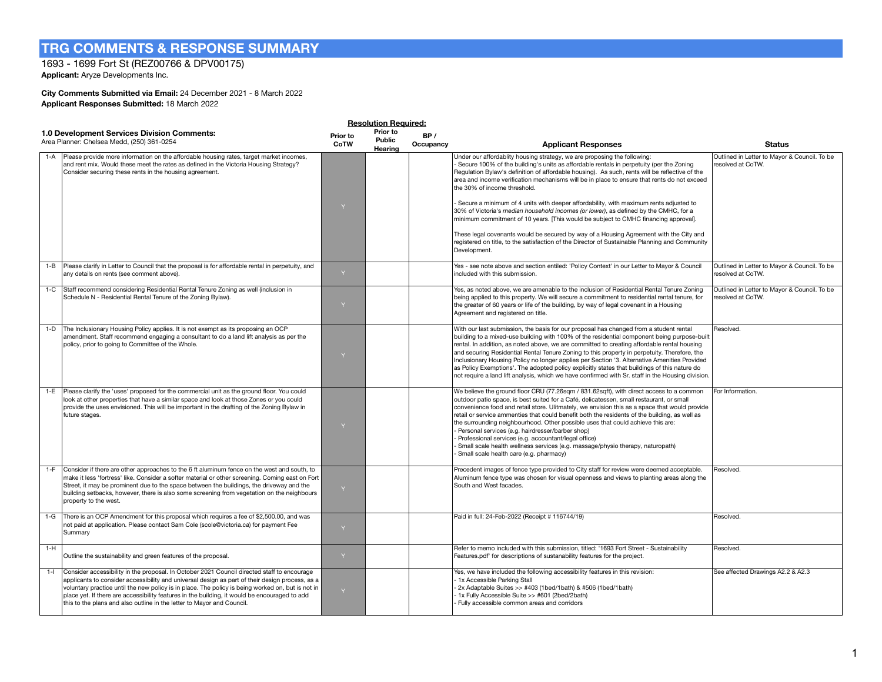# TRG COMMENTS & RESPONSE SUMMARY

1693 - 1699 Fort St (REZ00766 & DPV00175)

**Applicant:** Aryze Developments Inc.

**City Comments Submitted via Email:** 24 December 2021 - 8 March 2022

**Applicant Responses Submitted:** 18 March 2022

| **1.0 Development Services Division Comments:** Area Planner: Chelsea Medd, (250) 361-0254 | | **Resolution Required:** Prior to CoTW | Prior to Public Hearing | BP / Occupancy | **Applicant Responses** | **Status** |
|---|---|---|---|---|---|---|
| 1-A | Please provide more information on the affordable housing rates, target market incomes, and rent mix. Would these meet the rates as defined in the Victoria Housing Strategy? Consider securing these rents in the housing agreement. | Y | | | Under our affordablity housing strategy, we are proposing the following:<br>- Secure 100% of the building's units as affordable rentals in perpetuity (per the Zoning Regulation Bylaw's definition of affordable housing). As such, rents will be reflective of the area and income verification mechanisms will be in place to ensure that rents do not exceed the 30% of income threshold.<br><br>- Secure a minimum of 4 units with deeper affordability, with maximum rents adjusted to 30% of Victoria's *median household incomes (or lower)*, as defined by the CMHC, for a minimum commitment of 10 years. [This would be subject to CMHC financing approval].<br><br>These legal covenants would be secured by way of a Housing Agreement with the City and registered on title, to the satisfaction of the Director of Sustainable Planning and Community Development. | Outlined in Letter to Mayor & Council. To be resolved at CoTW. |
| 1-B | Please clarify in Letter to Council that the proposal is for affordable rental in perpetuity, and any details on rents (see comment above). | Y | | | Yes - see note above and section entiled: 'Policy Context' in our Letter to Mayor & Council included with this submission. | Outlined in Letter to Mayor & Council. To be resolved at CoTW. |
| 1-C | Staff recommend considering Residential Rental Tenure Zoning as well (inclusion in Schedule N - Residential Rental Tenure of the Zoning Bylaw). | Y | | | Yes, as noted above, we are amenable to the inclusion of Residential Rental Tenure Zoning being applied to this property. We will secure a commitment to residential rental tenure, for the greater of 60 years or life of the building, by way of legal covenant in a Housing Agreement and registered on title. | Outlined in Letter to Mayor & Council. To be resolved at CoTW. |
| 1-D | The Inclusionary Housing Policy applies. It is not exempt as its proposing an OCP amendment. Staff recommend engaging a consultant to do a land lift analysis as per the policy, prior to going to Committee of the Whole. | Y | | | With our last submission, the basis for our proposal has changed from a student rental building to a mixed-use building with 100% of the residential component being purpose-built rental. In addition, as noted above, we are committed to creating affordable rental housing and securing Residential Rental Tenure Zoning to this property in perpetuity. Therefore, the Inclusionary Housing Policy no longer applies per Section '3. Alternative Amenities Provided as Policy Exemptions'. The adopted policy explicitly states that buildings of this nature do not require a land lift analysis, which we have confirmed with Sr. staff in the Housing division. | Resolved. |
| 1-E | Please clarify the 'uses' proposed for the commercial unit as the ground floor. You could look at other properties that have a similar space and look at those Zones or you could provide the uses envisioned. This will be important in the drafting of the Zoning Bylaw in future stages. | Y | | | We believe the ground floor CRU (77.26sqm / 831.62sqft), with direct access to a common outdoor patio space, is best suited for a Café, delicatessen, small restaurant, or small convenience food and retail store. Ulitmately, we envision this as a space that would provide retail or service ammenties that could benefit both the residents of the building, as well as the surrounding neighbourhood. Other possible uses that could achieve this are:<br>- Personal services (e.g. hairdresser/barber shop)<br>- Professional services (e.g. accountant/legal office)<br>- Small scale health wellness services (e.g. massage/physio therapy, naturopath)<br>- Small scale health care (e.g. pharmacy) | For Information. |
| 1-F | Consider if there are other approaches to the 6 ft aluminum fence on the west and south, to make it less 'fortress' like. Consider a softer material or other screening. Coming east on Fort Street, it may be prominent due to the space between the buildings, the driveway and the building setbacks, however, there is also some screening from vegetation on the neighbours property to the west. | Y | | | Precedent images of fence type provided to City staff for review were deemed acceptable. Aluminum fence type was chosen for visual openness and views to planting areas along the South and West facades. | Resolved. |
| 1-G | There is an OCP Amendment for this proposal which requires a fee of $2,500.00, and was not paid at application. Please contact Sam Cole (scole@victoria.ca) for payment Fee Summary | Y | | | Paid in full: 24-Feb-2022 (Receipt # 116744/19) | Resolved. |
| 1-H | Outline the sustainability and green features of the proposal. | Y | | | Refer to memo included with this submission, titled: '1693 Fort Street - Sustainability Features.pdf' for descriptions of sustanability features for the project. | Resolved. |
| 1-I | Consider accessibility in the proposal. In October 2021 Council directed staff to encourage applicants to consider accessibility and universal design as part of their design process, as a voluntary practice until the new policy is in place. The policy is being worked on, but is not in place yet. If there are accessibility features in the building, it would be encouraged to add this to the plans and also outline in the letter to Mayor and Council. | Y | | | Yes, we have included the following accessibility features in this revision:<br>- 1x Accessible Parking Stall<br>- 2x Adaptable Suites >> #403 (1bed/1bath) & #506 (1bed/1bath)<br>- 1x Fully Accessible Suite >> #601 (2bed/2bath)<br>- Fully accessible common areas and corridors | See affected Drawings A2.2 & A2.3 |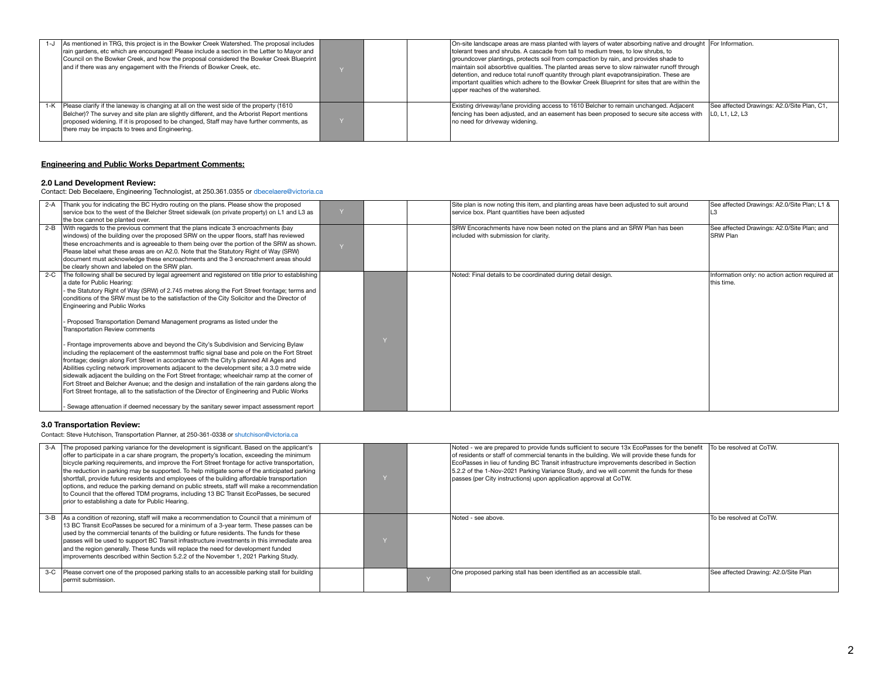| | | | | | | |
|---|---|---|---|---|---|---|
| 1-J | As mentioned in TRG, this project is in the Bowker Creek Watershed. The proposal includes rain gardens, etc which are encouraged! Please include a section in the Letter to Mayor and Council on the Bowker Creek, and how the proposal considered the Bowker Creek Blueprint and if there was any engagement with the Friends of Bowker Creek, etc. | Y | | | On-site landscape areas are mass planted with layers of water absorbing native and drought tolerant trees and shrubs. A cascade from tall to medium trees, to low shrubs, to groundcover plantings, protects soil from compaction by rain, and provides shade to maintain soil absorbtive qualities. The planted areas serve to slow rainwater runoff through detention, and reduce total runoff quantity through plant evapotransipiration. These are important qualities which adhere to the Bowker Creek Blueprint for sites that are within the upper reaches of the watershed. | For Information. |
| 1-K | Please clarify if the laneway is changing at all on the west side of the property (1610 Belcher)? The survey and site plan are slightly different, and the Arborist Report mentions proposed widening. If it is proposed to be changed, Staff may have further comments, as there may be impacts to trees and Engineering. | Y | | | Existing driveway/lane providing access to 1610 Belcher to remain unchanged. Adjacent fencing has been adjusted, and an easement has been proposed to secure site access with no need for driveway widening. | See affected Drawings: A2.0/Site Plan, C1, L0, L1, L2, L3 |

**Engineering and Public Works Department Comments:**

### 2.0 Land Development Review:

Contact: Deb Becelaere, Engineering Technologist, at 250.361.0355 or dbecelaere@victoria.ca

| | | | | | | |
|---|---|---|---|---|---|---|
| 2-A | Thank you for indicating the BC Hydro routing on the plans. Please show the proposed service box to the west of the Belcher Street sidewalk (on private property) on L1 and L3 as the box cannot be planted over. | Y | | | Site plan is now noting this item, and planting areas have been adjusted to suit around service box. Plant quantities have been adjusted | See affected Drawings: A2.0/Site Plan; L1 & L3 |
| 2-B | With regards to the previous comment that the plans indicate 3 encroachments (bay windows) of the building over the proposed SRW on the upper floors, staff has reviewed these encroachments and is agreeable to them being over the portion of the SRW as shown. Please label what these areas are on A2.0. Note that the Statutory Right of Way (SRW) document must acknowledge these encroachments and the 3 encroachment areas should be clearly shown and labeled on the SRW plan. | Y | | | SRW Encorachments have now been noted on the plans and an SRW Plan has been included with submission for clarity. | See affected Drawings: A2.0/Site Plan; and SRW Plan |
| 2-C | The following shall be secured by legal agreement and registered on title prior to establishing a date for Public Hearing:<br>- the Statutory Right of Way (SRW) of 2.745 metres along the Fort Street frontage; terms and conditions of the SRW must be to the satisfaction of the City Solicitor and the Director of Engineering and Public Works<br><br>- Proposed Transportation Demand Management programs as listed under the Transportation Review comments<br><br>- Frontage improvements above and beyond the City's Subdivision and Servicing Bylaw including the replacement of the easternmost traffic signal base and pole on the Fort Street frontage; design along Fort Street in accordance with the City's planned All Ages and Abilities cycling network improvements adjacent to the development site; a 3.0 metre wide sidewalk adjacent the building on the Fort Street frontage; wheelchair ramp at the corner of Fort Street and Belcher Avenue; and the design and installation of the rain gardens along the Fort Street frontage, all to the satisfaction of the Director of Engineering and Public Works<br><br>- Sewage attenuation if deemed necessary by the sanitary sewer impact assessment report | | Y | | Noted: Final details to be coordinated during detail design. | Information only: no action action required at this time. |

### 3.0 Transportation Review:

Contact: Steve Hutchison, Transportation Planner, at 250-361-0338 or shutchison@victoria.ca

| | | | | | | |
|---|---|---|---|---|---|---|
| 3-A | The proposed parking variance for the development is significant. Based on the applicant's offer to participate in a car share program, the property's location, exceeding the minimum bicycle parking requirements, and improve the Fort Street frontage for active transportation, the reduction in parking may be supported. To help mitigate some of the anticipated parking shortfall, provide future residents and employees of the building affordable transportation options, and reduce the parking demand on public streets, staff will make a recommendation to Council that the offered TDM programs, including 13 BC Transit EcoPasses, be secured prior to establishing a date for Public Hearing. | | Y | | Noted - we are prepared to provide funds sufficient to secure 13x EcoPasses for the benefit of residents or staff of commercial tenants in the building. We will provide these funds for EcoPasses in lieu of funding BC Transit infrastructure improvements described in Section 5.2.2 of the 1-Nov-2021 Parking Variance Study, and we will commit the funds for these passes (per City instructions) upon application approval at CoTW. | To be resolved at CoTW. |
| 3-B | As a condition of rezoning, staff will make a recommendation to Council that a minimum of 13 BC Transit EcoPasses be secured for a minimum of a 3-year term. These passes can be used by the commercial tenants of the building or future residents. The funds for these passes will be used to support BC Transit infrastructure investments in this immediate area and the region generally. These funds will replace the need for development funded improvements described within Section 5.2.2 of the November 1, 2021 Parking Study. | | Y | | Noted - see above. | To be resolved at CoTW. |
| 3-C | Please convert one of the proposed parking stalls to an accessible parking stall for building permit submission. | | | Y | One proposed parking stall has been identified as an accessible stall. | See affected Drawing: A2.0/Site Plan |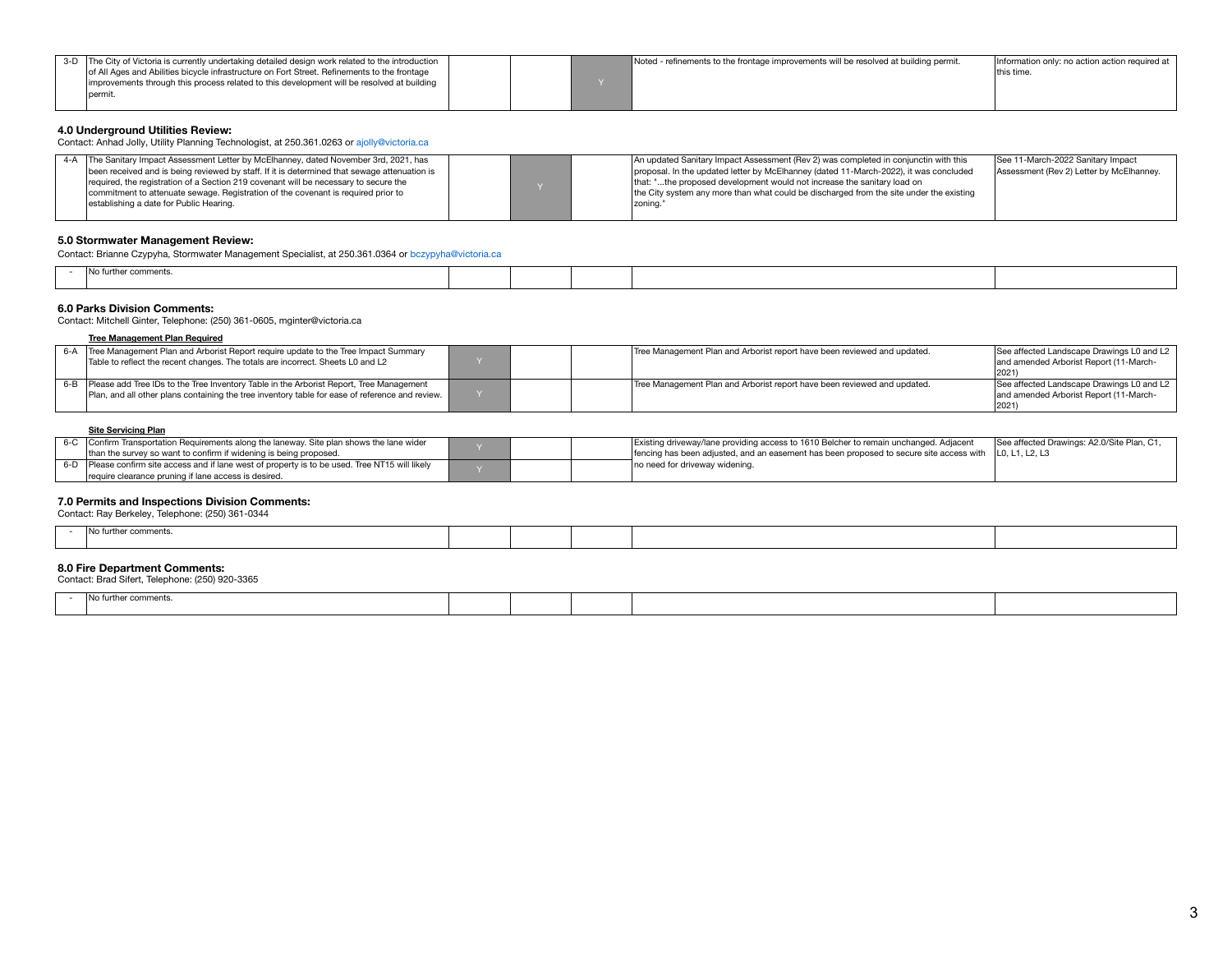| | | | | | | |
|---|---|---|---|---|---|---|
| 3-D | The City of Victoria is currently undertaking detailed design work related to the introduction of All Ages and Abilities bicycle infrastructure on Fort Street. Refinements to the frontage improvements through this process related to this development will be resolved at building permit. | | | Y | Noted - refinements to the frontage improvements will be resolved at building permit. | Information only: no action action required at this time. |

#### 4.0 Underground Utilities Review:

Contact: Anhad Jolly, Utility Planning Technologist, at 250.361.0263 or ajolly@victoria.ca

| | | | | | | |
|---|---|---|---|---|---|---|
| 4-A | The Sanitary Impact Assessment Letter by McElhanney, dated November 3rd, 2021, has been received and is being reviewed by staff. If it is determined that sewage attenuation is required, the registration of a Section 219 covenant will be necessary to secure the commitment to attenuate sewage. Registration of the covenant is required prior to establishing a date for Public Hearing. | | Y | | An updated Sanitary Impact Assessment (Rev 2) was completed in conjunctin with this proposal. In the updated letter by McElhanney (dated 11-March-2022), it was concluded that: "...the proposed development would not increase the sanitary load on the City system any more than what could be discharged from the site under the existing zoning." | See 11-March-2022 Sanitary Impact Assessment (Rev 2) Letter by McElhanney. |

#### 5.0 Stormwater Management Review:

Contact: Brianne Czypyha, Stormwater Management Specialist, at 250.361.0364 or bczypyha@victoria.ca

| | | | | | | |
|---|---|---|---|---|---|---|
| - | No further comments. | | | | | |

#### 6.0 Parks Division Comments:

Contact: Mitchell Ginter, Telephone: (250) 361-0605, mginter@victoria.ca

**Tree Management Plan Required**

| | | | | | | |
|---|---|---|---|---|---|---|
| 6-A | Tree Management Plan and Arborist Report require update to the Tree Impact Summary Table to reflect the recent changes. The totals are incorrect. Sheets L0 and L2 | Y | | | Tree Management Plan and Arborist report have been reviewed and updated. | See affected Landscape Drawings L0 and L2 and amended Arborist Report (11-March-2021) |
| 6-B | Please add Tree IDs to the Tree Inventory Table in the Arborist Report, Tree Management Plan, and all other plans containing the tree inventory table for ease of reference and review. | Y | | | Tree Management Plan and Arborist report have been reviewed and updated. | See affected Landscape Drawings L0 and L2 and amended Arborist Report (11-March-2021) |

**Site Servicing Plan**

| | | | | | | |
|---|---|---|---|---|---|---|
| 6-C | Confirm Transportation Requirements along the laneway. Site plan shows the lane wider than the survey so want to confirm if widening is being proposed. | Y | | | Existing driveway/lane providing access to 1610 Belcher to remain unchanged. Adjacent fencing has been adjusted, and an easement has been proposed to secure site access with no need for driveway widening. | See affected Drawings: A2.0/Site Plan, C1, L0, L1, L2, L3 |
| 6-D | Please confirm site access and if lane west of property is to be used. Tree NT15 will likely require clearance pruning if lane access is desired. | Y | | | | |

#### 7.0 Permits and Inspections Division Comments:

Contact: Ray Berkeley, Telephone: (250) 361-0344

| | | | | | | |
|---|---|---|---|---|---|---|
| - | No further comments. | | | | | |

#### 8.0 Fire Department Comments:

Contact: Brad Sifert, Telephone: (250) 920-3365

| | | | | | | |
|---|---|---|---|---|---|---|
| - | No further comments. | | | | | |